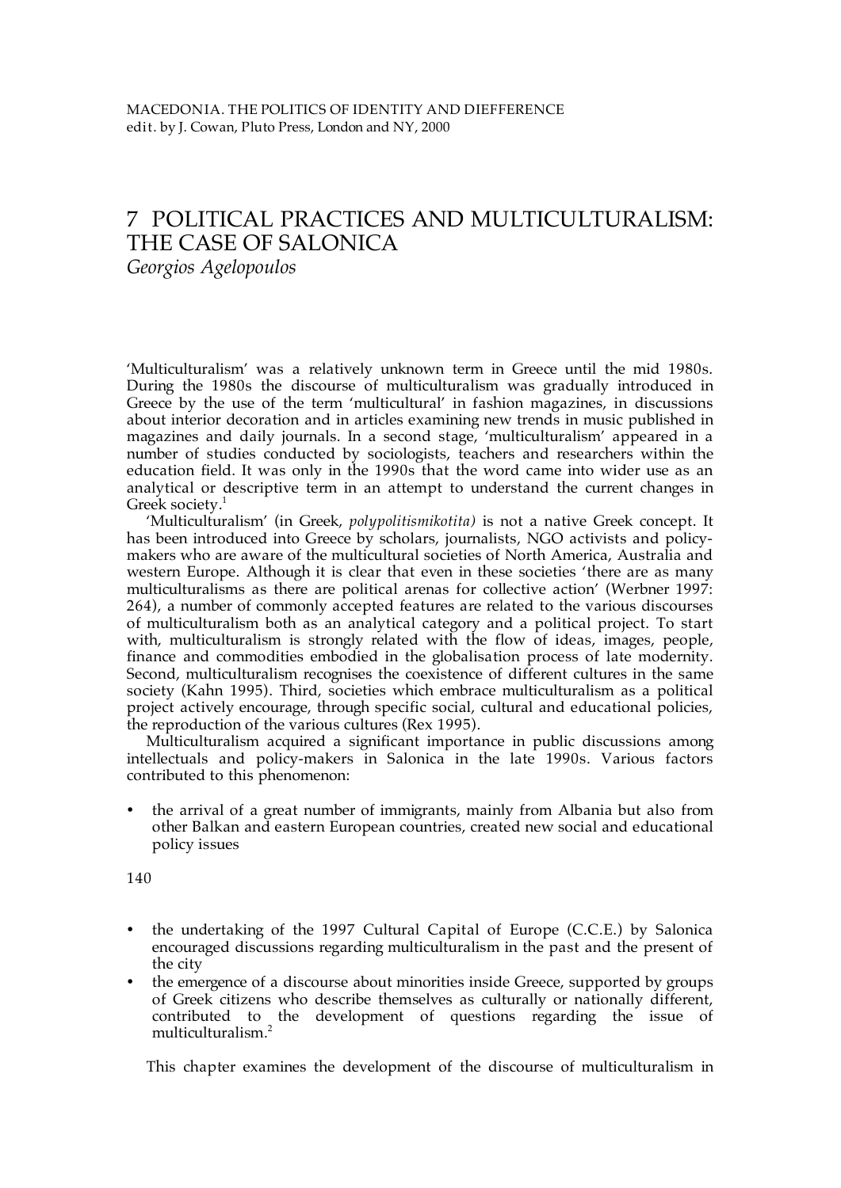MACEDONIA. THE POLITICS OF IDENTITY AND DIEFFERENCE
edit. by J. Cowan, Pluto Press, London and NY, 2000

# 7 POLITICAL PRACTICES AND MULTICULTURALISM: THE CASE OF SALONICA

*Georgios Agelopoulos*

'Multiculturalism' was a relatively unknown term in Greece until the mid 1980s. During the 1980s the discourse of multiculturalism was gradually introduced in Greece by the use of the term 'multicultural' in fashion magazines, in discussions about interior decoration and in articles examining new trends in music published in magazines and daily journals. In a second stage, 'multiculturalism' appeared in a number of studies conducted by sociologists, teachers and researchers within the education field. It was only in the 1990s that the word came into wider use as an analytical or descriptive term in an attempt to understand the current changes in Greek society.[1]

'Multiculturalism' (in Greek, *polypolitismikotita)* is not a native Greek concept. It has been introduced into Greece by scholars, journalists, NGO activists and policy-makers who are aware of the multicultural societies of North America, Australia and western Europe. Although it is clear that even in these societies 'there are as many multiculturalisms as there are political arenas for collective action' (Werbner 1997: 264), a number of commonly accepted features are related to the various discourses of multiculturalism both as an analytical category and a political project. To start with, multiculturalism is strongly related with the flow of ideas, images, people, finance and commodities embodied in the globalisation process of late modernity. Second, multiculturalism recognises the coexistence of different cultures in the same society (Kahn 1995). Third, societies which embrace multiculturalism as a political project actively encourage, through specific social, cultural and educational policies, the reproduction of the various cultures (Rex 1995).

Multiculturalism acquired a significant importance in public discussions among intellectuals and policy-makers in Salonica in the late 1990s. Various factors contributed to this phenomenon:

- the arrival of a great number of immigrants, mainly from Albania but also from other Balkan and eastern European countries, created new social and educational policy issues
- the undertaking of the 1997 Cultural Capital of Europe (C.C.E.) by Salonica encouraged discussions regarding multiculturalism in the past and the present of the city
- the emergence of a discourse about minorities inside Greece, supported by groups of Greek citizens who describe themselves as culturally or nationally different, contributed to the development of questions regarding the issue of multiculturalism.[2]

This chapter examines the development of the discourse of multiculturalism in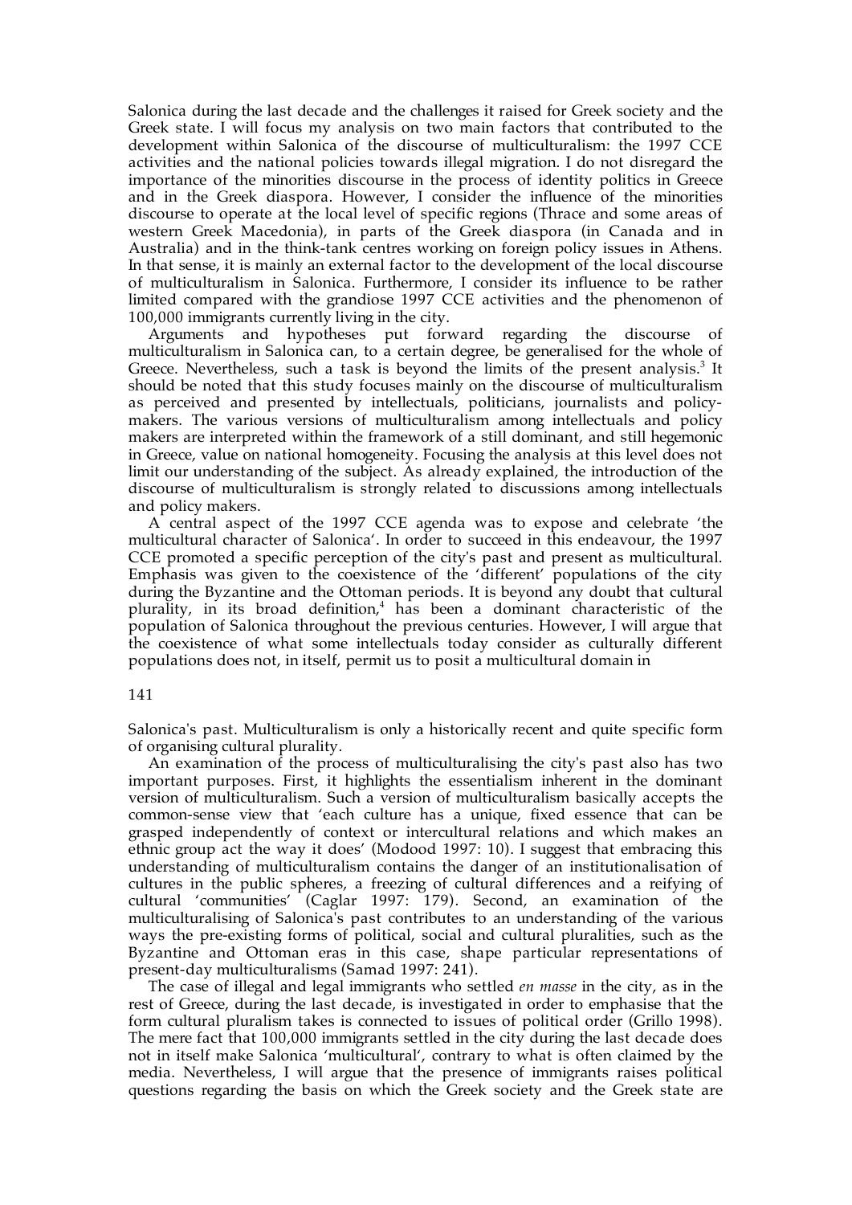Salonica during the last decade and the challenges it raised for Greek society and the Greek state. I will focus my analysis on two main factors that contributed to the development within Salonica of the discourse of multiculturalism: the 1997 CCE activities and the national policies towards illegal migration. I do not disregard the importance of the minorities discourse in the process of identity politics in Greece and in the Greek diaspora. However, I consider the influence of the minorities discourse to operate at the local level of specific regions (Thrace and some areas of western Greek Macedonia), in parts of the Greek diaspora (in Canada and in Australia) and in the think-tank centres working on foreign policy issues in Athens. In that sense, it is mainly an external factor to the development of the local discourse of multiculturalism in Salonica. Furthermore, I consider its influence to be rather limited compared with the grandiose 1997 CCE activities and the phenomenon of 100,000 immigrants currently living in the city.

Arguments and hypotheses put forward regarding the discourse of multiculturalism in Salonica can, to a certain degree, be generalised for the whole of Greece. Nevertheless, such a task is beyond the limits of the present analysis.[3] It should be noted that this study focuses mainly on the discourse of multiculturalism as perceived and presented by intellectuals, politicians, journalists and policy-makers. The various versions of multiculturalism among intellectuals and policy makers are interpreted within the framework of a still dominant, and still hegemonic in Greece, value on national homogeneity. Focusing the analysis at this level does not limit our understanding of the subject. As already explained, the introduction of the discourse of multiculturalism is strongly related to discussions among intellectuals and policy makers.

A central aspect of the 1997 CCE agenda was to expose and celebrate 'the multicultural character of Salonica'. In order to succeed in this endeavour, the 1997 CCE promoted a specific perception of the city's past and present as multicultural. Emphasis was given to the coexistence of the 'different' populations of the city during the Byzantine and the Ottoman periods. It is beyond any doubt that cultural plurality, in its broad definition,[4] has been a dominant characteristic of the population of Salonica throughout the previous centuries. However, I will argue that the coexistence of what some intellectuals today consider as culturally different populations does not, in itself, permit us to posit a multicultural domain in Salonica's past. Multiculturalism is only a historically recent and quite specific form of organising cultural plurality.

An examination of the process of multiculturalising the city's past also has two important purposes. First, it highlights the essentialism inherent in the dominant version of multiculturalism. Such a version of multiculturalism basically accepts the common-sense view that 'each culture has a unique, fixed essence that can be grasped independently of context or intercultural relations and which makes an ethnic group act the way it does' (Modood 1997: 10). I suggest that embracing this understanding of multiculturalism contains the danger of an institutionalisation of cultures in the public spheres, a freezing of cultural differences and a reifying of cultural 'communities' (Caglar 1997: 179). Second, an examination of the multiculturalising of Salonica's past contributes to an understanding of the various ways the pre-existing forms of political, social and cultural pluralities, such as the Byzantine and Ottoman eras in this case, shape particular representations of present-day multiculturalisms (Samad 1997: 241).

The case of illegal and legal immigrants who settled *en masse* in the city, as in the rest of Greece, during the last decade, is investigated in order to emphasise that the form cultural pluralism takes is connected to issues of political order (Grillo 1998). The mere fact that 100,000 immigrants settled in the city during the last decade does not in itself make Salonica 'multicultural', contrary to what is often claimed by the media. Nevertheless, I will argue that the presence of immigrants raises political questions regarding the basis on which the Greek society and the Greek state are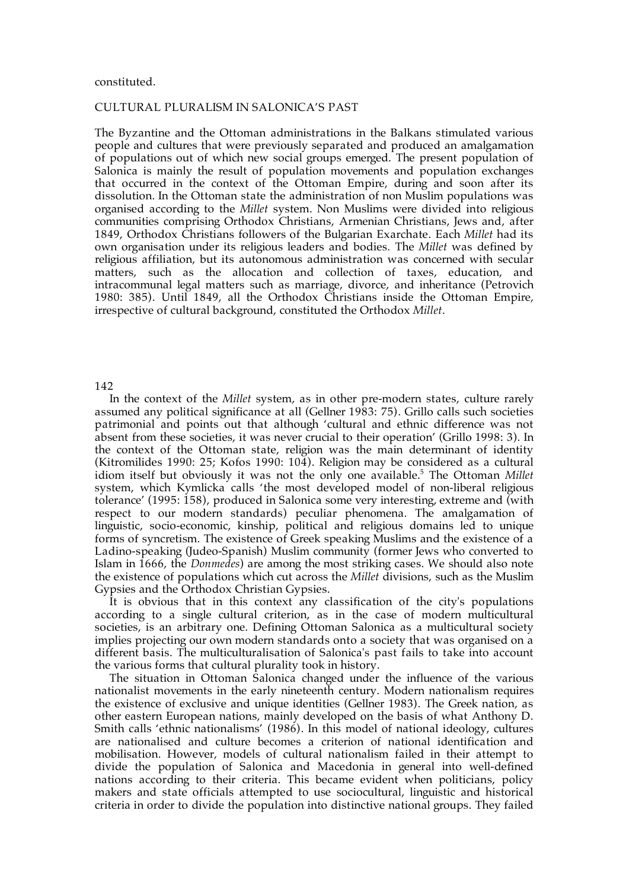constituted.

## CULTURAL PLURALISM IN SALONICA'S PAST

The Byzantine and the Ottoman administrations in the Balkans stimulated various people and cultures that were previously separated and produced an amalgamation of populations out of which new social groups emerged. The present population of Salonica is mainly the result of population movements and population exchanges that occurred in the context of the Ottoman Empire, during and soon after its dissolution. In the Ottoman state the administration of non Muslim populations was organised according to the *Millet* system. Non Muslims were divided into religious communities comprising Orthodox Christians, Armenian Christians, Jews and, after 1849, Orthodox Christians followers of the Bulgarian Exarchate. Each *Millet* had its own organisation under its religious leaders and bodies. The *Millet* was defined by religious affiliation, but its autonomous administration was concerned with secular matters, such as the allocation and collection of taxes, education, and intracommunal legal matters such as marriage, divorce, and inheritance (Petrovich 1980: 385). Until 1849, all the Orthodox Christians inside the Ottoman Empire, irrespective of cultural background, constituted the Orthodox *Millet*.

In the context of the *Millet* system, as in other pre-modern states, culture rarely assumed any political significance at all (Gellner 1983: 75). Grillo calls such societies patrimonial and points out that although 'cultural and ethnic difference was not absent from these societies, it was never crucial to their operation' (Grillo 1998: 3). In the context of the Ottoman state, religion was the main determinant of identity (Kitromilides 1990: 25; Kofos 1990: 104). Religion may be considered as a cultural idiom itself but obviously it was not the only one available.[5] The Ottoman *Millet* system, which Kymlicka calls 'the most developed model of non-liberal religious tolerance' (1995: 158), produced in Salonica some very interesting, extreme and (with respect to our modern standards) peculiar phenomena. The amalgamation of linguistic, socio-economic, kinship, political and religious domains led to unique forms of syncretism. The existence of Greek speaking Muslims and the existence of a Ladino-speaking (Judeo-Spanish) Muslim community (former Jews who converted to Islam in 1666, the *Donmedes*) are among the most striking cases. We should also note the existence of populations which cut across the *Millet* divisions, such as the Muslim Gypsies and the Orthodox Christian Gypsies.

It is obvious that in this context any classification of the city's populations according to a single cultural criterion, as in the case of modern multicultural societies, is an arbitrary one. Defining Ottoman Salonica as a multicultural society implies projecting our own modern standards onto a society that was organised on a different basis. The multiculturalisation of Salonica's past fails to take into account the various forms that cultural plurality took in history.

The situation in Ottoman Salonica changed under the influence of the various nationalist movements in the early nineteenth century. Modern nationalism requires the existence of exclusive and unique identities (Gellner 1983). The Greek nation, as other eastern European nations, mainly developed on the basis of what Anthony D. Smith calls 'ethnic nationalisms' (1986). In this model of national ideology, cultures are nationalised and culture becomes a criterion of national identification and mobilisation. However, models of cultural nationalism failed in their attempt to divide the population of Salonica and Macedonia in general into well-defined nations according to their criteria. This became evident when politicians, policy makers and state officials attempted to use sociocultural, linguistic and historical criteria in order to divide the population into distinctive national groups. They failed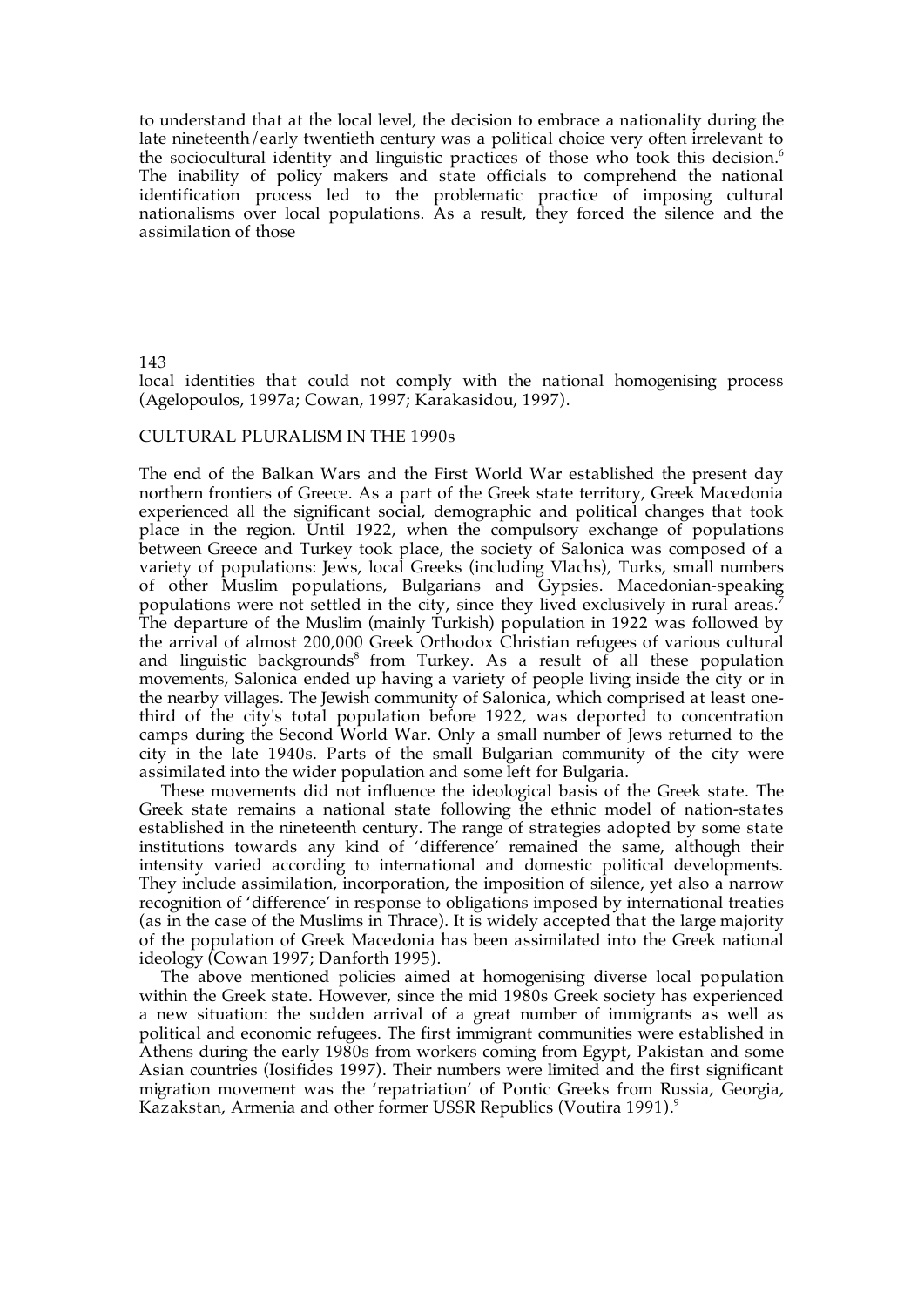to understand that at the local level, the decision to embrace a nationality during the late nineteenth/early twentieth century was a political choice very often irrelevant to the sociocultural identity and linguistic practices of those who took this decision.[6] The inability of policy makers and state officials to comprehend the national identification process led to the problematic practice of imposing cultural nationalisms over local populations. As a result, they forced the silence and the assimilation of those local identities that could not comply with the national homogenising process (Agelopoulos, 1997a; Cowan, 1997; Karakasidou, 1997).

## CULTURAL PLURALISM IN THE 1990s

The end of the Balkan Wars and the First World War established the present day northern frontiers of Greece. As a part of the Greek state territory, Greek Macedonia experienced all the significant social, demographic and political changes that took place in the region. Until 1922, when the compulsory exchange of populations between Greece and Turkey took place, the society of Salonica was composed of a variety of populations: Jews, local Greeks (including Vlachs), Turks, small numbers of other Muslim populations, Bulgarians and Gypsies. Macedonian-speaking populations were not settled in the city, since they lived exclusively in rural areas.[7] The departure of the Muslim (mainly Turkish) population in 1922 was followed by the arrival of almost 200,000 Greek Orthodox Christian refugees of various cultural and linguistic backgrounds[8] from Turkey. As a result of all these population movements, Salonica ended up having a variety of people living inside the city or in the nearby villages. The Jewish community of Salonica, which comprised at least one-third of the city's total population before 1922, was deported to concentration camps during the Second World War. Only a small number of Jews returned to the city in the late 1940s. Parts of the small Bulgarian community of the city were assimilated into the wider population and some left for Bulgaria.

These movements did not influence the ideological basis of the Greek state. The Greek state remains a national state following the ethnic model of nation-states established in the nineteenth century. The range of strategies adopted by some state institutions towards any kind of 'difference' remained the same, although their intensity varied according to international and domestic political developments. They include assimilation, incorporation, the imposition of silence, yet also a narrow recognition of 'difference' in response to obligations imposed by international treaties (as in the case of the Muslims in Thrace). It is widely accepted that the large majority of the population of Greek Macedonia has been assimilated into the Greek national ideology (Cowan 1997; Danforth 1995).

The above mentioned policies aimed at homogenising diverse local population within the Greek state. However, since the mid 1980s Greek society has experienced a new situation: the sudden arrival of a great number of immigrants as well as political and economic refugees. The first immigrant communities were established in Athens during the early 1980s from workers coming from Egypt, Pakistan and some Asian countries (Iosifides 1997). Their numbers were limited and the first significant migration movement was the 'repatriation' of Pontic Greeks from Russia, Georgia, Kazakstan, Armenia and other former USSR Republics (Voutira 1991).[9]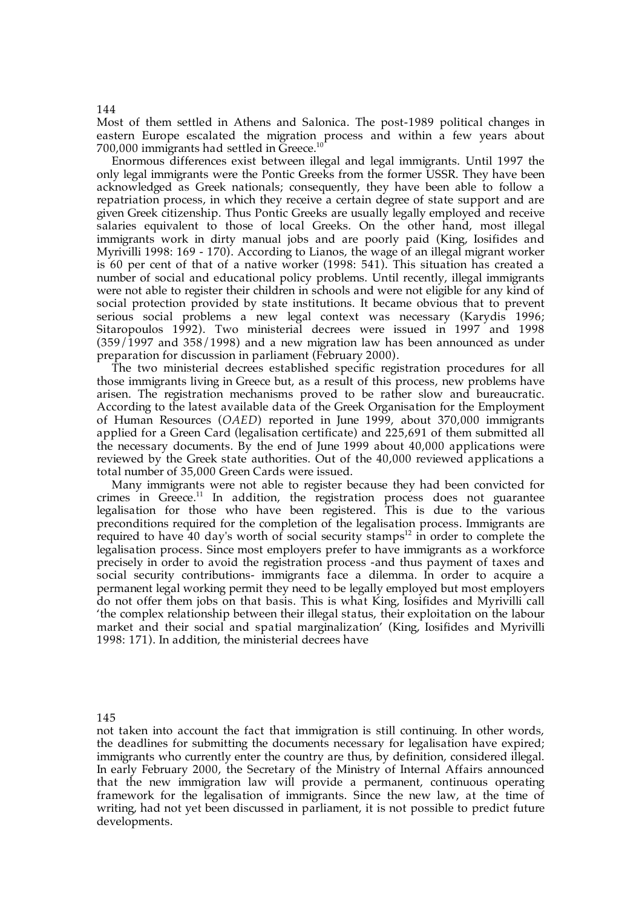Most of them settled in Athens and Salonica. The post-1989 political changes in eastern Europe escalated the migration process and within a few years about 700,000 immigrants had settled in Greece.[10]

Enormous differences exist between illegal and legal immigrants. Until 1997 the only legal immigrants were the Pontic Greeks from the former USSR. They have been acknowledged as Greek nationals; consequently, they have been able to follow a repatriation process, in which they receive a certain degree of state support and are given Greek citizenship. Thus Pontic Greeks are usually legally employed and receive salaries equivalent to those of local Greeks. On the other hand, most illegal immigrants work in dirty manual jobs and are poorly paid (King, Iosifides and Myrivilli 1998: 169 - 170). According to Lianos, the wage of an illegal migrant worker is 60 per cent of that of a native worker (1998: 541). This situation has created a number of social and educational policy problems. Until recently, illegal immigrants were not able to register their children in schools and were not eligible for any kind of social protection provided by state institutions. It became obvious that to prevent serious social problems a new legal context was necessary (Karydis 1996; Sitaropoulos 1992). Two ministerial decrees were issued in 1997 and 1998 (359/1997 and 358/1998) and a new migration law has been announced as under preparation for discussion in parliament (February 2000).

The two ministerial decrees established specific registration procedures for all those immigrants living in Greece but, as a result of this process, new problems have arisen. The registration mechanisms proved to be rather slow and bureaucratic. According to the latest available data of the Greek Organisation for the Employment of Human Resources (*OAED*) reported in June 1999, about 370,000 immigrants applied for a Green Card (legalisation certificate) and 225,691 of them submitted all the necessary documents. By the end of June 1999 about 40,000 applications were reviewed by the Greek state authorities. Out of the 40,000 reviewed applications a total number of 35,000 Green Cards were issued.

Many immigrants were not able to register because they had been convicted for crimes in Greece.[11] In addition, the registration process does not guarantee legalisation for those who have been registered. This is due to the various preconditions required for the completion of the legalisation process. Immigrants are required to have 40 day's worth of social security stamps[12] in order to complete the legalisation process. Since most employers prefer to have immigrants as a workforce precisely in order to avoid the registration process -and thus payment of taxes and social security contributions- immigrants face a dilemma. In order to acquire a permanent legal working permit they need to be legally employed but most employers do not offer them jobs on that basis. This is what King, Iosifides and Myrivilli call 'the complex relationship between their illegal status, their exploitation on the labour market and their social and spatial marginalization' (King, Iosifides and Myrivilli 1998: 171). In addition, the ministerial decrees have not taken into account the fact that immigration is still continuing. In other words, the deadlines for submitting the documents necessary for legalisation have expired; immigrants who currently enter the country are thus, by definition, considered illegal. In early February 2000, the Secretary of the Ministry of Internal Affairs announced that the new immigration law will provide a permanent, continuous operating framework for the legalisation of immigrants. Since the new law, at the time of writing, had not yet been discussed in parliament, it is not possible to predict future developments.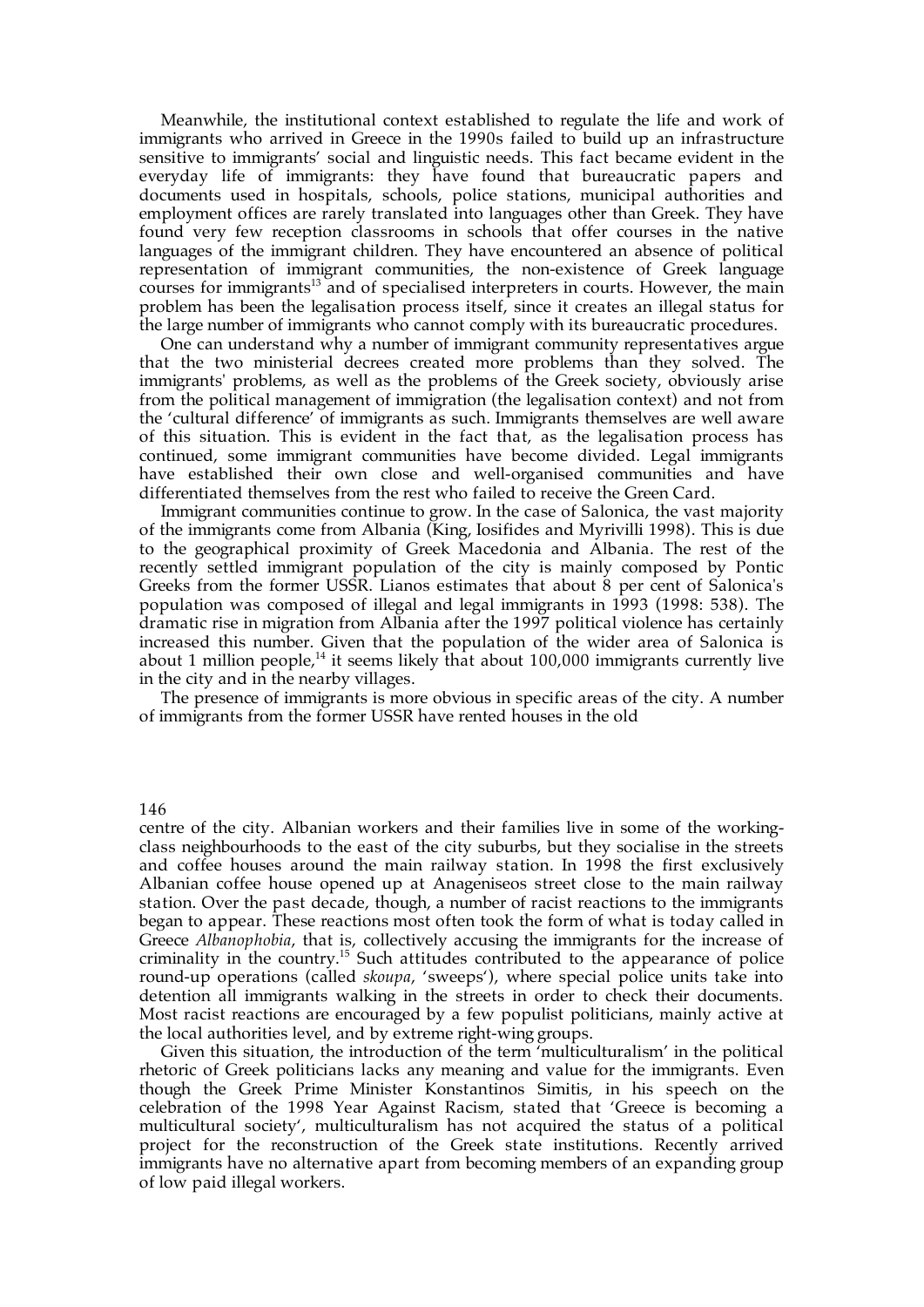Meanwhile, the institutional context established to regulate the life and work of immigrants who arrived in Greece in the 1990s failed to build up an infrastructure sensitive to immigrants' social and linguistic needs. This fact became evident in the everyday life of immigrants: they have found that bureaucratic papers and documents used in hospitals, schools, police stations, municipal authorities and employment offices are rarely translated into languages other than Greek. They have found very few reception classrooms in schools that offer courses in the native languages of the immigrant children. They have encountered an absence of political representation of immigrant communities, the non-existence of Greek language courses for immigrants[13] and of specialised interpreters in courts. However, the main problem has been the legalisation process itself, since it creates an illegal status for the large number of immigrants who cannot comply with its bureaucratic procedures.

One can understand why a number of immigrant community representatives argue that the two ministerial decrees created more problems than they solved. The immigrants' problems, as well as the problems of the Greek society, obviously arise from the political management of immigration (the legalisation context) and not from the 'cultural difference' of immigrants as such. Immigrants themselves are well aware of this situation. This is evident in the fact that, as the legalisation process has continued, some immigrant communities have become divided. Legal immigrants have established their own close and well-organised communities and have differentiated themselves from the rest who failed to receive the Green Card.

Immigrant communities continue to grow. In the case of Salonica, the vast majority of the immigrants come from Albania (King, Iosifides and Myrivilli 1998). This is due to the geographical proximity of Greek Macedonia and Albania. The rest of the recently settled immigrant population of the city is mainly composed by Pontic Greeks from the former USSR. Lianos estimates that about 8 per cent of Salonica's population was composed of illegal and legal immigrants in 1993 (1998: 538). The dramatic rise in migration from Albania after the 1997 political violence has certainly increased this number. Given that the population of the wider area of Salonica is about 1 million people,[14] it seems likely that about 100,000 immigrants currently live in the city and in the nearby villages.

The presence of immigrants is more obvious in specific areas of the city. A number of immigrants from the former USSR have rented houses in the old centre of the city. Albanian workers and their families live in some of the working-class neighbourhoods to the east of the city suburbs, but they socialise in the streets and coffee houses around the main railway station. In 1998 the first exclusively Albanian coffee house opened up at Anageniseos street close to the main railway station. Over the past decade, though, a number of racist reactions to the immigrants began to appear. These reactions most often took the form of what is today called in Greece *Albanophobia*, that is, collectively accusing the immigrants for the increase of criminality in the country.[15] Such attitudes contributed to the appearance of police round-up operations (called *skoupa*, 'sweeps'), where special police units take into detention all immigrants walking in the streets in order to check their documents. Most racist reactions are encouraged by a few populist politicians, mainly active at the local authorities level, and by extreme right-wing groups.

Given this situation, the introduction of the term 'multiculturalism' in the political rhetoric of Greek politicians lacks any meaning and value for the immigrants. Even though the Greek Prime Minister Konstantinos Simitis, in his speech on the celebration of the 1998 Year Against Racism, stated that 'Greece is becoming a multicultural society', multiculturalism has not acquired the status of a political project for the reconstruction of the Greek state institutions. Recently arrived immigrants have no alternative apart from becoming members of an expanding group of low paid illegal workers.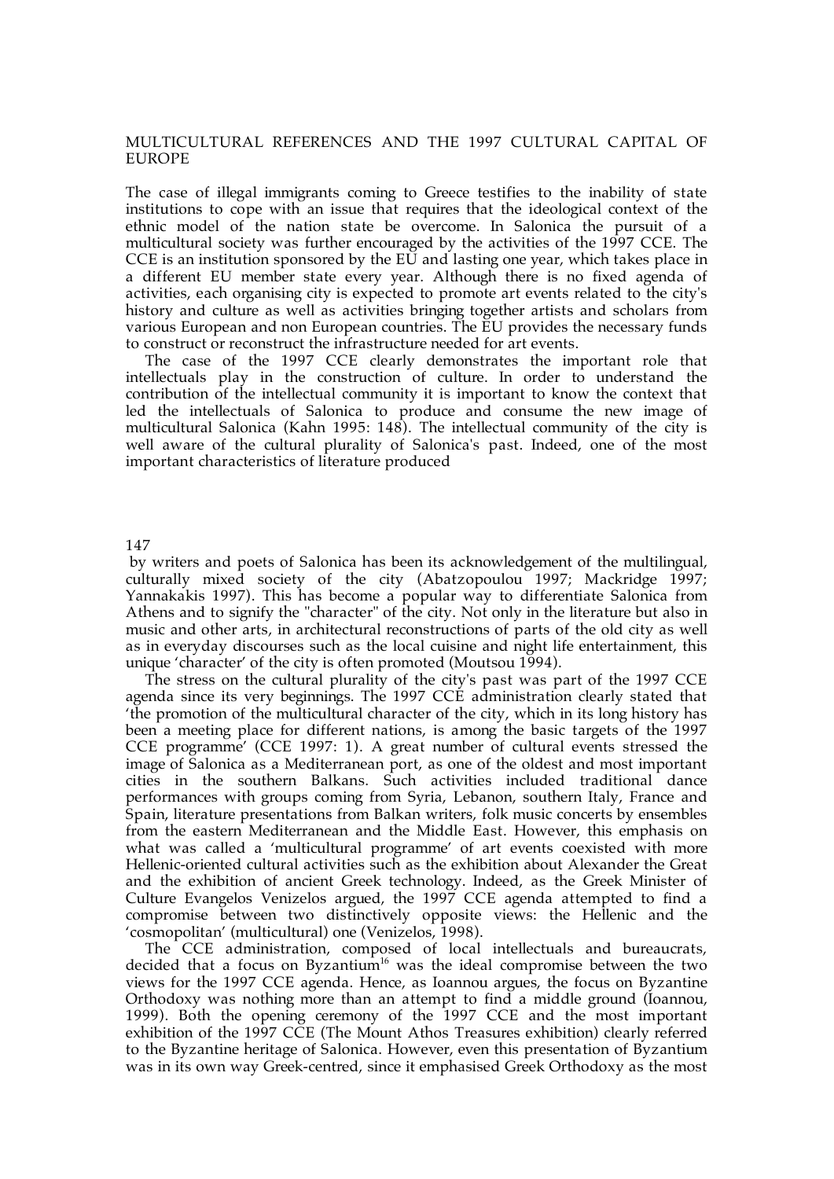## MULTICULTURAL REFERENCES AND THE 1997 CULTURAL CAPITAL OF EUROPE

The case of illegal immigrants coming to Greece testifies to the inability of state institutions to cope with an issue that requires that the ideological context of the ethnic model of the nation state be overcome. In Salonica the pursuit of a multicultural society was further encouraged by the activities of the 1997 CCE. The CCE is an institution sponsored by the EU and lasting one year, which takes place in a different EU member state every year. Although there is no fixed agenda of activities, each organising city is expected to promote art events related to the city's history and culture as well as activities bringing together artists and scholars from various European and non European countries. The EU provides the necessary funds to construct or reconstruct the infrastructure needed for art events.

The case of the 1997 CCE clearly demonstrates the important role that intellectuals play in the construction of culture. In order to understand the contribution of the intellectual community it is important to know the context that led the intellectuals of Salonica to produce and consume the new image of multicultural Salonica (Kahn 1995: 148). The intellectual community of the city is well aware of the cultural plurality of Salonica's past. Indeed, one of the most important characteristics of literature produced by writers and poets of Salonica has been its acknowledgement of the multilingual, culturally mixed society of the city (Abatzopoulou 1997; Mackridge 1997; Yannakakis 1997). This has become a popular way to differentiate Salonica from Athens and to signify the "character" of the city. Not only in the literature but also in music and other arts, in architectural reconstructions of parts of the old city as well as in everyday discourses such as the local cuisine and night life entertainment, this unique 'character' of the city is often promoted (Moutsou 1994).

The stress on the cultural plurality of the city's past was part of the 1997 CCE agenda since its very beginnings. The 1997 CCE administration clearly stated that 'the promotion of the multicultural character of the city, which in its long history has been a meeting place for different nations, is among the basic targets of the 1997 CCE programme' (CCE 1997: 1). A great number of cultural events stressed the image of Salonica as a Mediterranean port, as one of the oldest and most important cities in the southern Balkans. Such activities included traditional dance performances with groups coming from Syria, Lebanon, southern Italy, France and Spain, literature presentations from Balkan writers, folk music concerts by ensembles from the eastern Mediterranean and the Middle East. However, this emphasis on what was called a 'multicultural programme' of art events coexisted with more Hellenic-oriented cultural activities such as the exhibition about Alexander the Great and the exhibition of ancient Greek technology. Indeed, as the Greek Minister of Culture Evangelos Venizelos argued, the 1997 CCE agenda attempted to find a compromise between two distinctively opposite views: the Hellenic and the 'cosmopolitan' (multicultural) one (Venizelos, 1998).

The CCE administration, composed of local intellectuals and bureaucrats, decided that a focus on Byzantium[16] was the ideal compromise between the two views for the 1997 CCE agenda. Hence, as Ioannou argues, the focus on Byzantine Orthodoxy was nothing more than an attempt to find a middle ground (Ioannou, 1999). Both the opening ceremony of the 1997 CCE and the most important exhibition of the 1997 CCE (The Mount Athos Treasures exhibition) clearly referred to the Byzantine heritage of Salonica. However, even this presentation of Byzantium was in its own way Greek-centred, since it emphasised Greek Orthodoxy as the most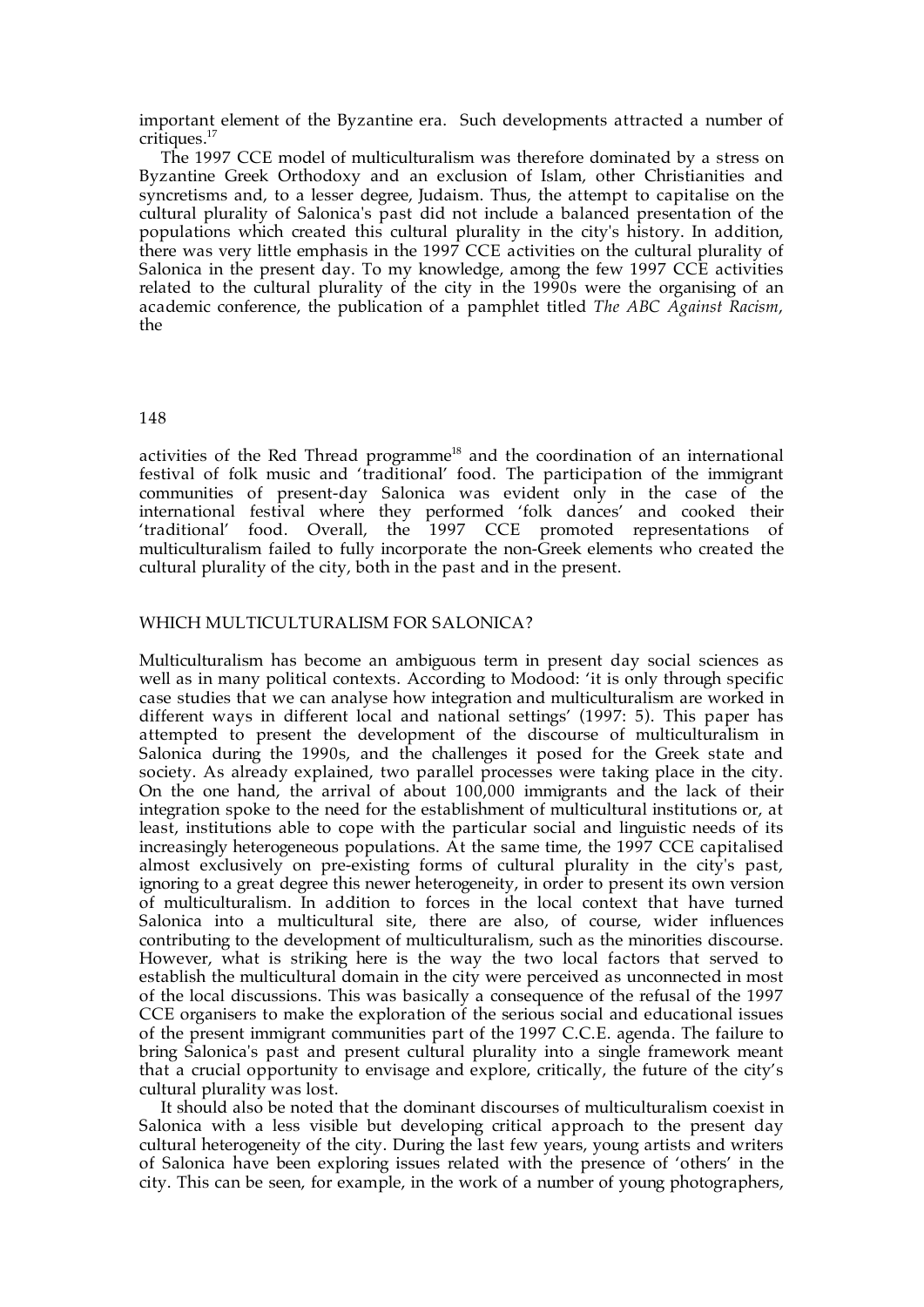important element of the Byzantine era. Such developments attracted a number of critiques.[17]

The 1997 CCE model of multiculturalism was therefore dominated by a stress on Byzantine Greek Orthodoxy and an exclusion of Islam, other Christianities and syncretisms and, to a lesser degree, Judaism. Thus, the attempt to capitalise on the cultural plurality of Salonica's past did not include a balanced presentation of the populations which created this cultural plurality in the city's history. In addition, there was very little emphasis in the 1997 CCE activities on the cultural plurality of Salonica in the present day. To my knowledge, among the few 1997 CCE activities related to the cultural plurality of the city in the 1990s were the organising of an academic conference, the publication of a pamphlet titled *The ABC Against Racism*, the activities of the Red Thread programme[18] and the coordination of an international festival of folk music and 'traditional' food. The participation of the immigrant communities of present-day Salonica was evident only in the case of the international festival where they performed 'folk dances' and cooked their 'traditional' food. Overall, the 1997 CCE promoted representations of multiculturalism failed to fully incorporate the non-Greek elements who created the cultural plurality of the city, both in the past and in the present.

## WHICH MULTICULTURALISM FOR SALONICA?

Multiculturalism has become an ambiguous term in present day social sciences as well as in many political contexts. According to Modood: 'it is only through specific case studies that we can analyse how integration and multiculturalism are worked in different ways in different local and national settings' (1997: 5). This paper has attempted to present the development of the discourse of multiculturalism in Salonica during the 1990s, and the challenges it posed for the Greek state and society. As already explained, two parallel processes were taking place in the city. On the one hand, the arrival of about 100,000 immigrants and the lack of their integration spoke to the need for the establishment of multicultural institutions or, at least, institutions able to cope with the particular social and linguistic needs of its increasingly heterogeneous populations. At the same time, the 1997 CCE capitalised almost exclusively on pre-existing forms of cultural plurality in the city's past, ignoring to a great degree this newer heterogeneity, in order to present its own version of multiculturalism. In addition to forces in the local context that have turned Salonica into a multicultural site, there are also, of course, wider influences contributing to the development of multiculturalism, such as the minorities discourse. However, what is striking here is the way the two local factors that served to establish the multicultural domain in the city were perceived as unconnected in most of the local discussions. This was basically a consequence of the refusal of the 1997 CCE organisers to make the exploration of the serious social and educational issues of the present immigrant communities part of the 1997 C.C.E. agenda. The failure to bring Salonica's past and present cultural plurality into a single framework meant that a crucial opportunity to envisage and explore, critically, the future of the city's cultural plurality was lost.

It should also be noted that the dominant discourses of multiculturalism coexist in Salonica with a less visible but developing critical approach to the present day cultural heterogeneity of the city. During the last few years, young artists and writers of Salonica have been exploring issues related with the presence of 'others' in the city. This can be seen, for example, in the work of a number of young photographers,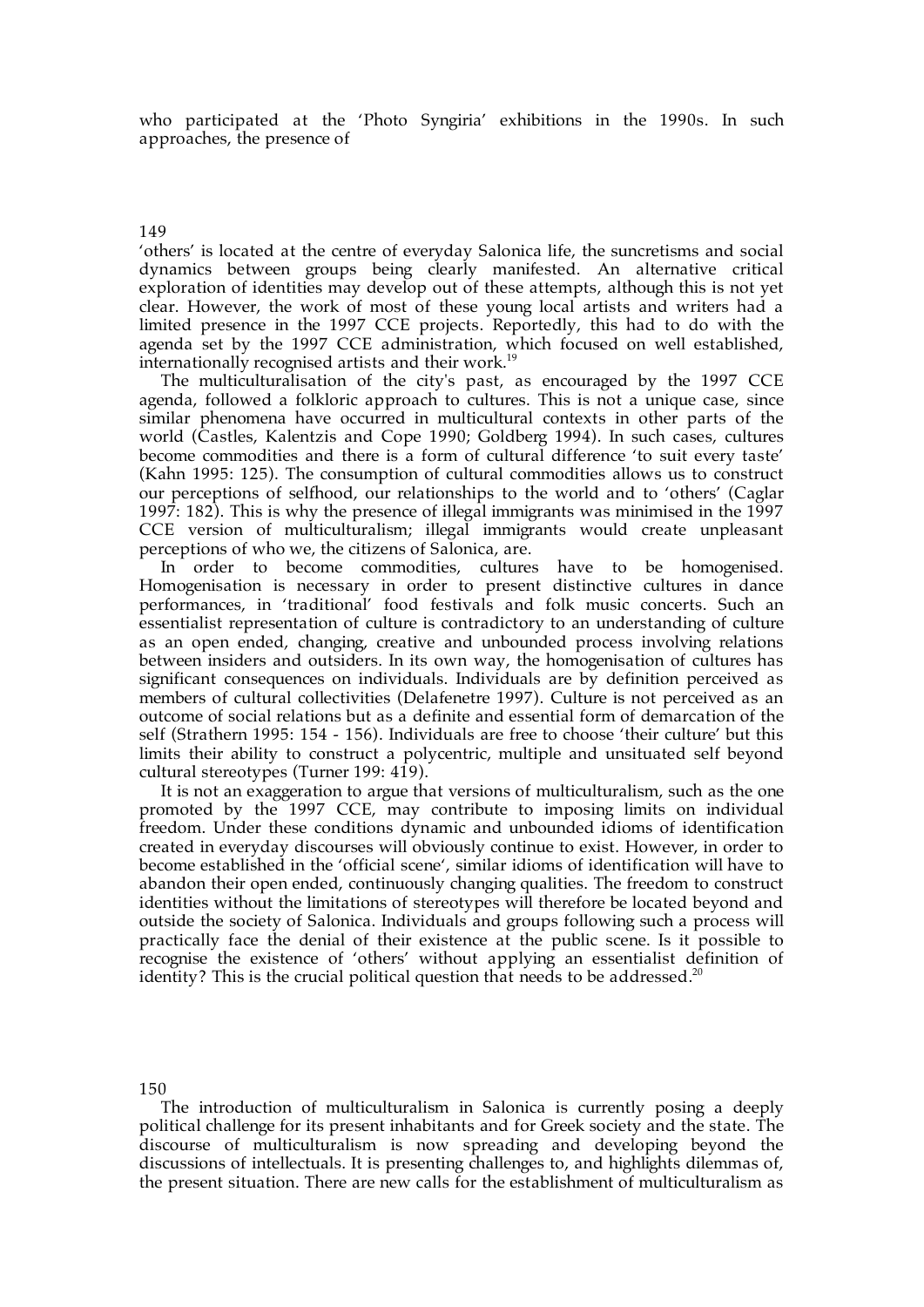who participated at the 'Photo Syngiria' exhibitions in the 1990s. In such approaches, the presence of

'others' is located at the centre of everyday Salonica life, the suncretisms and social dynamics between groups being clearly manifested. An alternative critical exploration of identities may develop out of these attempts, although this is not yet clear. However, the work of most of these young local artists and writers had a limited presence in the 1997 CCE projects. Reportedly, this had to do with the agenda set by the 1997 CCE administration, which focused on well established, internationally recognised artists and their work.[19]

The multiculturalisation of the city's past, as encouraged by the 1997 CCE agenda, followed a folkloric approach to cultures. This is not a unique case, since similar phenomena have occurred in multicultural contexts in other parts of the world (Castles, Kalentzis and Cope 1990; Goldberg 1994). In such cases, cultures become commodities and there is a form of cultural difference 'to suit every taste' (Kahn 1995: 125). The consumption of cultural commodities allows us to construct our perceptions of selfhood, our relationships to the world and to 'others' (Caglar 1997: 182). This is why the presence of illegal immigrants was minimised in the 1997 CCE version of multiculturalism; illegal immigrants would create unpleasant perceptions of who we, the citizens of Salonica, are.

In order to become commodities, cultures have to be homogenised. Homogenisation is necessary in order to present distinctive cultures in dance performances, in 'traditional' food festivals and folk music concerts. Such an essentialist representation of culture is contradictory to an understanding of culture as an open ended, changing, creative and unbounded process involving relations between insiders and outsiders. In its own way, the homogenisation of cultures has significant consequences on individuals. Individuals are by definition perceived as members of cultural collectivities (Delafenetre 1997). Culture is not perceived as an outcome of social relations but as a definite and essential form of demarcation of the self (Strathern 1995: 154 - 156). Individuals are free to choose 'their culture' but this limits their ability to construct a polycentric, multiple and unsituated self beyond cultural stereotypes (Turner 199: 419).

It is not an exaggeration to argue that versions of multiculturalism, such as the one promoted by the 1997 CCE, may contribute to imposing limits on individual freedom. Under these conditions dynamic and unbounded idioms of identification created in everyday discourses will obviously continue to exist. However, in order to become established in the 'official scene', similar idioms of identification will have to abandon their open ended, continuously changing qualities. The freedom to construct identities without the limitations of stereotypes will therefore be located beyond and outside the society of Salonica. Individuals and groups following such a process will practically face the denial of their existence at the public scene. Is it possible to recognise the existence of 'others' without applying an essentialist definition of identity? This is the crucial political question that needs to be addressed.[20]

The introduction of multiculturalism in Salonica is currently posing a deeply political challenge for its present inhabitants and for Greek society and the state. The discourse of multiculturalism is now spreading and developing beyond the discussions of intellectuals. It is presenting challenges to, and highlights dilemmas of, the present situation. There are new calls for the establishment of multiculturalism as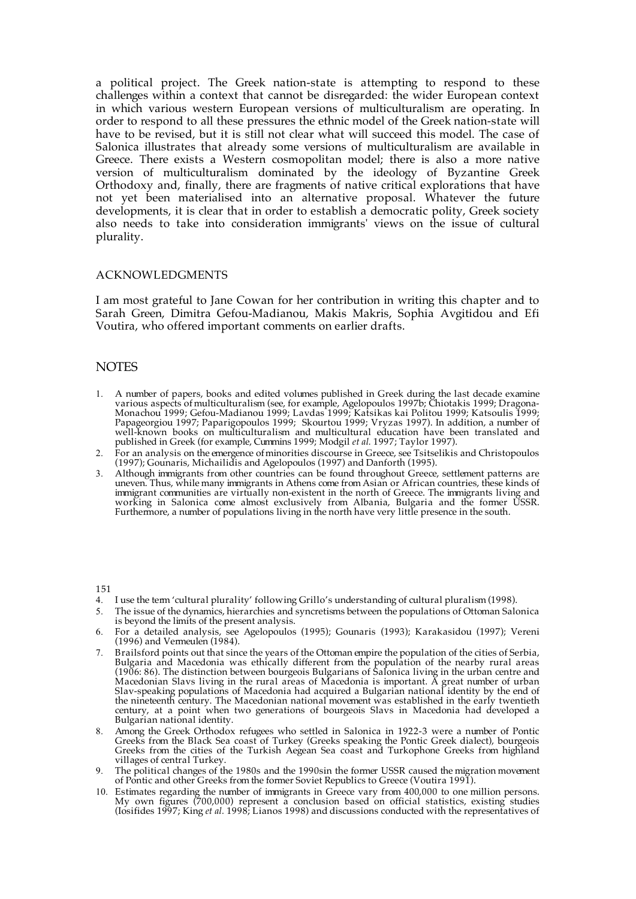a political project. The Greek nation-state is attempting to respond to these challenges within a context that cannot be disregarded: the wider European context in which various western European versions of multiculturalism are operating. In order to respond to all these pressures the ethnic model of the Greek nation-state will have to be revised, but it is still not clear what will succeed this model. The case of Salonica illustrates that already some versions of multiculturalism are available in Greece. There exists a Western cosmopolitan model; there is also a more native version of multiculturalism dominated by the ideology of Byzantine Greek Orthodoxy and, finally, there are fragments of native critical explorations that have not yet been materialised into an alternative proposal. Whatever the future developments, it is clear that in order to establish a democratic polity, Greek society also needs to take into consideration immigrants' views on the issue of cultural plurality.

## ACKNOWLEDGMENTS

I am most grateful to Jane Cowan for her contribution in writing this chapter and to Sarah Green, Dimitra Gefou-Madianou, Makis Makris, Sophia Avgitidou and Efi Voutira, who offered important comments on earlier drafts.

## NOTES

1. A number of papers, books and edited volumes published in Greek during the last decade examine various aspects of multiculturalism (see, for example, Agelopoulos 1997b; Chiotakis 1999; Dragona-Monachou 1999; Gefou-Madianou 1999; Lavdas 1999; Katsikas kai Politou 1999; Katsoulis 1999; Papageorgiou 1997; Paparigopoulos 1999; Skourtou 1999; Vryzas 1997). In addition, a number of well-known books on multiculturalism and multicultural education have been translated and published in Greek (for example, Cummins 1999; Modgil *et al.* 1997; Taylor 1997).
2. For an analysis on the emergence of minorities discourse in Greece, see Tsitselikis and Christopoulos (1997); Gounaris, Michailidis and Agelopoulos (1997) and Danforth (1995).
3. Although immigrants from other countries can be found throughout Greece, settlement patterns are uneven. Thus, while many immigrants in Athens come from Asian or African countries, these kinds of immigrant communities are virtually non-existent in the north of Greece. The immigrants living and working in Salonica come almost exclusively from Albania, Bulgaria and the former USSR. Furthermore, a number of populations living in the north have very little presence in the south.
4. I use the term 'cultural plurality' following Grillo's understanding of cultural pluralism (1998).
5. The issue of the dynamics, hierarchies and syncretisms between the populations of Ottoman Salonica is beyond the limits of the present analysis.
6. For a detailed analysis, see Agelopoulos (1995); Gounaris (1993); Karakasidou (1997); Vereni (1996) and Vermeulen (1984).
7. Brailsford points out that since the years of the Ottoman empire the population of the cities of Serbia, Bulgaria and Macedonia was ethically different from the population of the nearby rural areas (1906: 86). The distinction between bourgeois Bulgarians of Salonica living in the urban centre and Macedonian Slavs living in the rural areas of Macedonia is important. A great number of urban Slav-speaking populations of Macedonia had acquired a Bulgarian national identity by the end of the nineteenth century. The Macedonian national movement was established in the early twentieth century, at a point when two generations of bourgeois Slavs in Macedonia had developed a Bulgarian national identity.
8. Among the Greek Orthodox refugees who settled in Salonica in 1922-3 were a number of Pontic Greeks from the Black Sea coast of Turkey (Greeks speaking the Pontic Greek dialect), bourgeois Greeks from the cities of the Turkish Aegean Sea coast and Turkophone Greeks from highland villages of central Turkey.
9. The political changes of the 1980s and the 1990sin the former USSR caused the migration movement of Pontic and other Greeks from the former Soviet Republics to Greece (Voutira 1991).
10. Estimates regarding the number of immigrants in Greece vary from 400,000 to one million persons. My own figures (700,000) represent a conclusion based on official statistics, existing studies (Iosifides 1997; King *et al.* 1998; Lianos 1998) and discussions conducted with the representatives of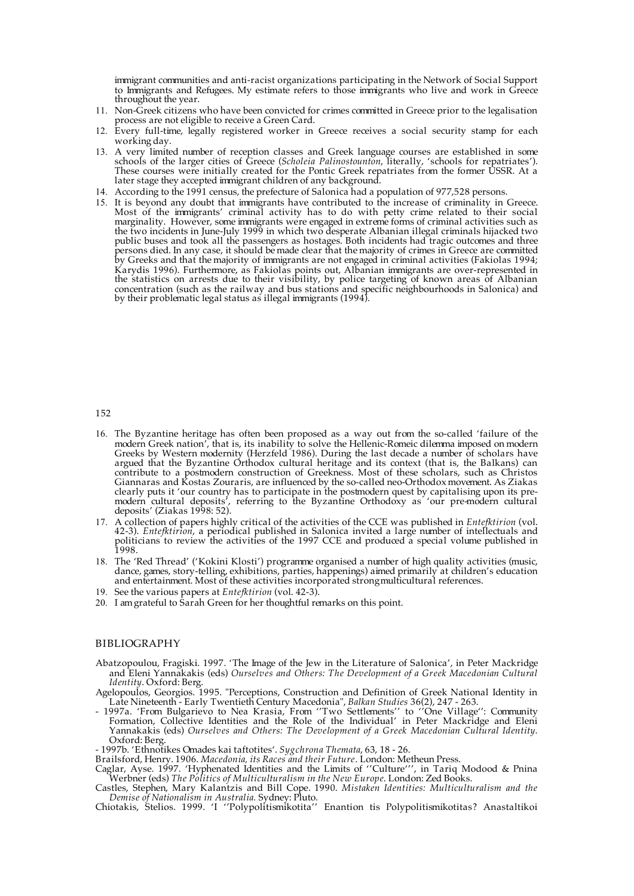immigrant communities and anti-racist organizations participating in the Network of Social Support to Immigrants and Refugees. My estimate refers to those immigrants who live and work in Greece throughout the year.

11. Non-Greek citizens who have been convicted for crimes committed in Greece prior to the legalisation process are not eligible to receive a Green Card.
12. Every full-time, legally registered worker in Greece receives a social security stamp for each working day.
13. A very limited number of reception classes and Greek language courses are established in some schools of the larger cities of Greece (*Scholeia Palinostounton*, literally, 'schools for repatriates'). These courses were initially created for the Pontic Greek repatriates from the former USSR. At a later stage they accepted immigrant children of any background.
14. According to the 1991 census, the prefecture of Salonica had a population of 977,528 persons.
15. It is beyond any doubt that immigrants have contributed to the increase of criminality in Greece. Most of the immigrants' criminal activity has to do with petty crime related to their social marginality. However, some immigrants were engaged in extreme forms of criminal activities such as the two incidents in June-July 1999 in which two desperate Albanian illegal criminals hijacked two public buses and took all the passengers as hostages. Both incidents had tragic outcomes and three persons died. In any case, it should be made clear that the majority of crimes in Greece are committed by Greeks and that the majority of immigrants are not engaged in criminal activities (Fakiolas 1994; Karydis 1996). Furthermore, as Fakiolas points out, Albanian immigrants are over-represented in the statistics on arrests due to their visibility, by police targeting of known areas of Albanian concentration (such as the railway and bus stations and specific neighbourhoods in Salonica) and by their problematic legal status as illegal immigrants (1994).
16. The Byzantine heritage has often been proposed as a way out from the so-called 'failure of the modern Greek nation', that is, its inability to solve the Hellenic-Romeic dilemma imposed on modern Greeks by Western modernity (Herzfeld 1986). During the last decade a number of scholars have argued that the Byzantine Orthodox cultural heritage and its context (that is, the Balkans) can contribute to a postmodern construction of Greekness. Most of these scholars, such as Christos Giannaras and Kostas Zouraris, are influenced by the so-called neo-Orthodox movement. As Ziakas clearly puts it 'our country has to participate in the postmodern quest by capitalising upon its pre-modern cultural deposits', referring to the Byzantine Orthodoxy as 'our pre-modern cultural deposits' (Ziakas 1998: 52).
17. A collection of papers highly critical of the activities of the CCE was published in *Entefktirion* (vol. 42-3). *Entefktirion*, a periodical published in Salonica invited a large number of intellectuals and politicians to review the activities of the 1997 CCE and produced a special volume published in 1998.
18. The 'Red Thread' ('Kokini Klosti') programme organised a number of high quality activities (music, dance, games, story-telling, exhibitions, parties, happenings) aimed primarily at children's education and entertainment. Most of these activities incorporated strong multicultural references.
19. See the various papers at *Entefktirion* (vol. 42-3).
20. I am grateful to Sarah Green for her thoughtful remarks on this point.

## BIBLIOGRAPHY

Abatzopoulou, Fragiski. 1997. 'The Image of the Jew in the Literature of Salonica', in Peter Mackridge and Eleni Yannakakis (eds) *Ourselves and Others: The Development of a Greek Macedonian Cultural Identity*. Oxford: Berg.

Agelopoulos, Georgios. 1995. "Perceptions, Construction and Definition of Greek National Identity in Late Nineteenth - Early Twentieth Century Macedonia", *Balkan Studies* 36(2), 247 - 263.

- 1997a. 'From Bulgarievo to Nea Krasia, From ''Two Settlements'' to ''One Village'': Community Formation, Collective Identities and the Role of the Individual' in Peter Mackridge and Eleni Yannakakis (eds) *Ourselves and Others: The Development of a Greek Macedonian Cultural Identity*. Oxford: Berg.

- 1997b. 'Ethnotikes Omades kai taftotites'. *Sygchrona Themata*, 63, 18 - 26.

Brailsford, Henry. 1906. *Macedonia, its Races and their Future*. London: Metheun Press.

Caglar, Ayse. 1997. 'Hyphenated Identities and the Limits of ''Culture''', in Tariq Modood & Pnina Werbner (eds) *The Politics of Multiculturalism in the New Europe*. London: Zed Books.

Castles, Stephen, Mary Kalantzis and Bill Cope. 1990. *Mistaken Identities: Multiculturalism and the Demise of Nationalism in Australia.* Sydney: Pluto.

Chiotakis, Stelios. 1999. 'I ''Polypolitismikotita'' Enantion tis Polypolitismikotitas? Anastaltikoi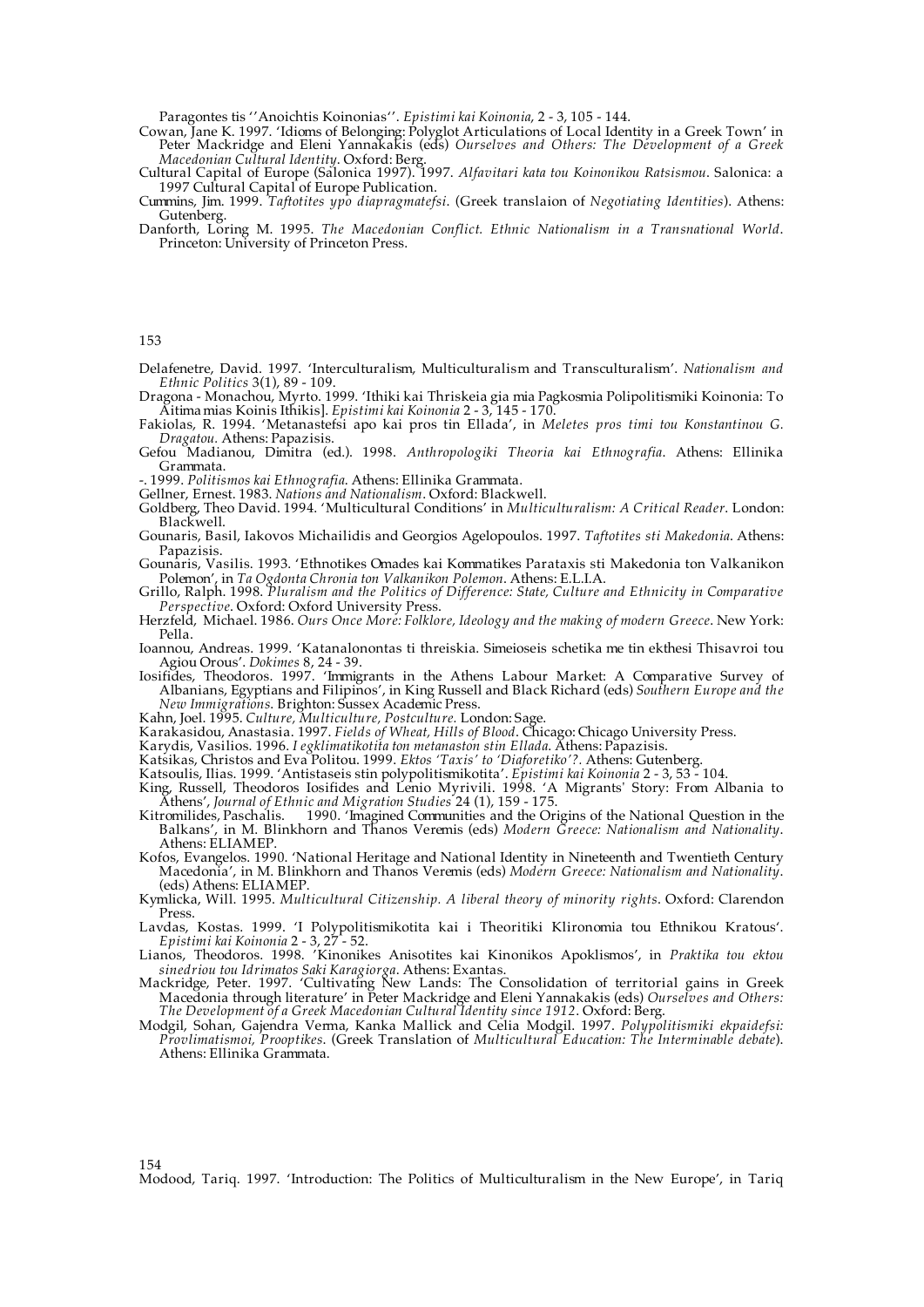Paragontes tis ''Anoichtis Koinonias''. *Epistimi kai Koinonia*, 2 - 3, 105 - 144.

Cowan, Jane K. 1997. 'Idioms of Belonging: Polyglot Articulations of Local Identity in a Greek Town' in Peter Mackridge and Eleni Yannakakis (eds) *Ourselves and Others: The Development of a Greek Macedonian Cultural Identity*. Oxford: Berg.

Cultural Capital of Europe (Salonica 1997). 1997. *Alfavitari kata tou Koinonikou Ratsismou*. Salonica: a 1997 Cultural Capital of Europe Publication.

Cummins, Jim. 1999. *Taftotites ypo diapragmatefsi*. (Greek translaion of *Negotiating Identities*). Athens: Gutenberg.

Danforth, Loring M. 1995. *The Macedonian Conflict. Ethnic Nationalism in a Transnational World*. Princeton: University of Princeton Press.

Delafenetre, David. 1997. 'Interculturalism, Multiculturalism and Transculturalism'. *Nationalism and Ethnic Politics* 3(1), 89 - 109.

Dragona - Monachou, Myrto. 1999. 'Ithiki kai Thriskeia gia mia Pagkosmia Polipolitismiki Koinonia: To Aitima mias Koinis Ithikis]. *Epistimi kai Koinonia* 2 - 3, 145 - 170.

Fakiolas, R. 1994. 'Metanastefsi apo kai pros tin Ellada', in *Meletes pros timi tou Konstantinou G. Dragatou*. Athens: Papazisis.

Gefou Madianou, Dimitra (ed.). 1998. *Anthropologiki Theoria kai Ethnografia*. Athens: Ellinika Grammata.

-. 1999. *Politismos kai Ethnografia*. Athens: Ellinika Grammata.

Gellner, Ernest. 1983. *Nations and Nationalism*. Oxford: Blackwell.

Goldberg, Theo David. 1994. 'Multicultural Conditions' in *Multiculturalism: A Critical Reader*. London: Blackwell.

Gounaris, Basil, Iakovos Michailidis and Georgios Agelopoulos. 1997. *Taftotites sti Makedonia*. Athens: Papazisis.

Gounaris, Vasilis. 1993. 'Ethnotikes Omades kai Kommatikes Parataxis sti Makedonia ton Valkanikon Polemon', in *Ta Ogdonta Chronia ton Valkanikon Polemon*. Athens: E.L.I.A.

Grillo, Ralph. 1998. *Pluralism and the Politics of Difference: State, Culture and Ethnicity in Comparative Perspective*. Oxford: Oxford University Press.

Herzfeld, Michael. 1986. *Ours Once More: Folklore, Ideology and the making of modern Greece*. New York: Pella.

Ioannou, Andreas. 1999. 'Katanalonontas ti threiskia. Simeioseis schetika me tin ekthesi Thisavroi tou Agiou Orous'. *Dokimes* 8, 24 - 39.

Iosifides, Theodoros. 1997. 'Immigrants in the Athens Labour Market: A Comparative Survey of Albanians, Egyptians and Filipinos', in King Russell and Black Richard (eds) *Southern Europe and the New Immigrations*. Brighton: Sussex Academic Press.

Kahn, Joel. 1995. *Culture, Multiculture, Postculture*. London: Sage.

Karakasidou, Anastasia. 1997. *Fields of Wheat, Hills of Blood*. Chicago: Chicago University Press.

Karydis, Vasilios. 1996. *I egklimatikotita ton metanaston stin Ellada*. Athens: Papazisis.

Katsikas, Christos and Eva Politou. 1999. *Ektos 'Taxis' to 'Diaforetiko'?*. Athens: Gutenberg.

Katsoulis, Ilias. 1999. 'Antistaseis stin polypolitismikotita'. *Epistimi kai Koinonia* 2 - 3, 53 - 104.

King, Russell, Theodoros Iosifides and Lenio Myrivili. 1998. 'A Migrants' Story: From Albania to Athens', *Journal of Ethnic and Migration Studies* 24 (1), 159 - 175.

Kitromilides, Paschalis. 1990. 'Imagined Communities and the Origins of the National Question in the Balkans', in M. Blinkhorn and Thanos Veremis (eds) *Modern Greece: Nationalism and Nationality*. Athens: ELIAMEP.

Kofos, Evangelos. 1990. 'National Heritage and National Identity in Nineteenth and Twentieth Century Macedonia', in M. Blinkhorn and Thanos Veremis (eds) *Modern Greece: Nationalism and Nationality*. (eds) Athens: ELIAMEP.

Kymlicka, Will. 1995. *Multicultural Citizenship. A liberal theory of minority rights*. Oxford: Clarendon Press.

Lavdas, Kostas. 1999. 'I Polypolitismikotita kai i Theoritiki Klironomia tou Ethnikou Kratous'. *Epistimi kai Koinonia* 2 - 3, 27 - 52.

Lianos, Theodoros. 1998. 'Kinonikes Anisotites kai Kinonikos Apoklismos', in *Praktika tou ektou sinedriou tou Idrimatos Saki Karagiorga*. Athens: Exantas.

Mackridge, Peter. 1997. 'Cultivating New Lands: The Consolidation of territorial gains in Greek Macedonia through literature' in Peter Mackridge and Eleni Yannakakis (eds) *Ourselves and Others: The Development of a Greek Macedonian Cultural Identity since 1912*. Oxford: Berg.

Modgil, Sohan, Gajendra Verma, Kanka Mallick and Celia Modgil. 1997. *Polypolitismiki ekpaidefsi: Provlimatismoi, Prooptikes*. (Greek Translation of *Multicultural Education: The Interminable debate*). Athens: Ellinika Grammata.

Modood, Tariq. 1997. 'Introduction: The Politics of Multiculturalism in the New Europe', in Tariq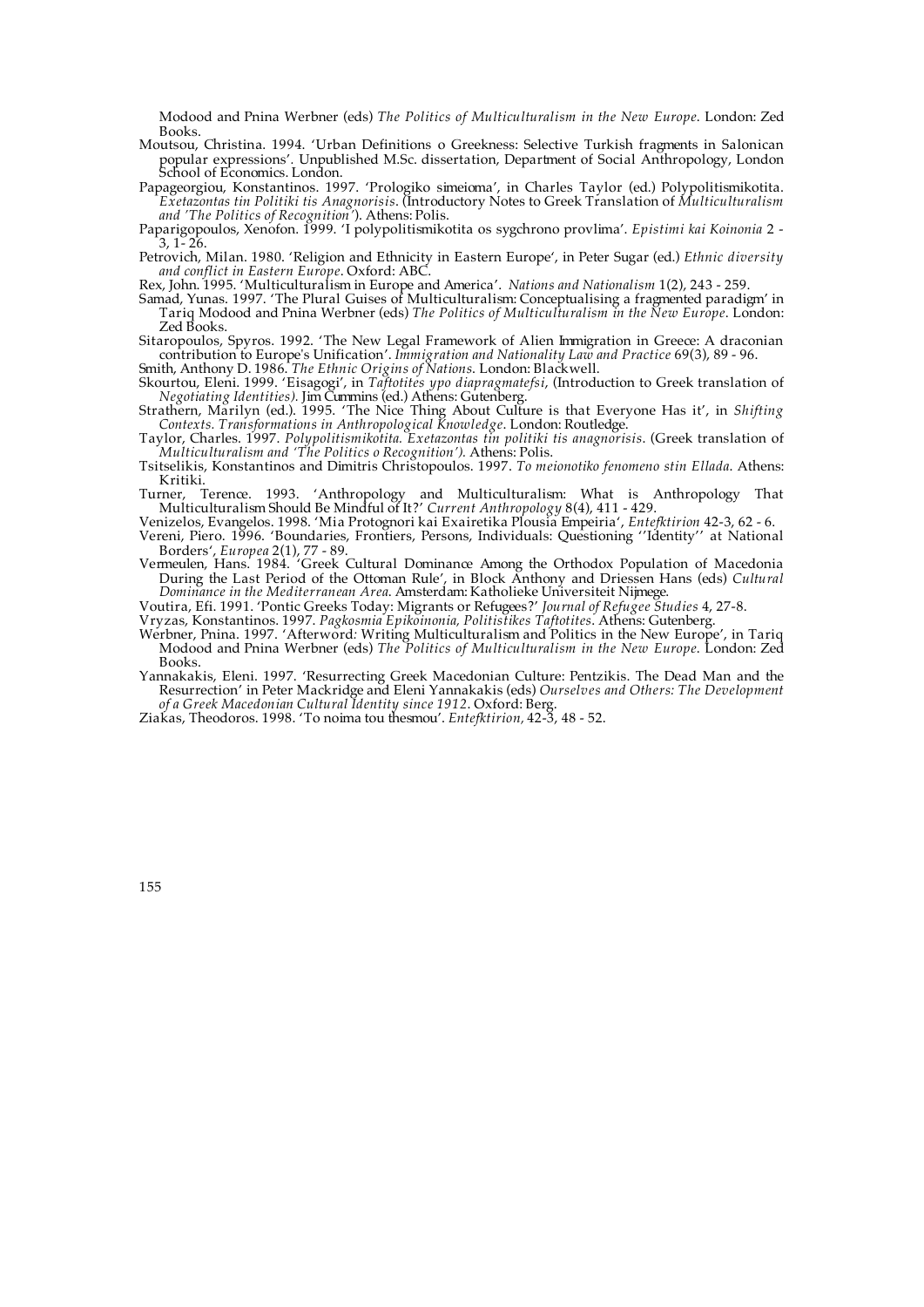Modood and Pnina Werbner (eds) *The Politics of Multiculturalism in the New Europe*. London: Zed Books.

Moutsou, Christina. 1994. 'Urban Definitions o Greekness: Selective Turkish fragments in Salonican popular expressions'. Unpublished M.Sc. dissertation, Department of Social Anthropology, London School of Economics. London.

Papageorgiou, Konstantinos. 1997. 'Prologiko simeioma', in Charles Taylor (ed.) Polypolitismikotita. *Exetazontas tin Politiki tis Anagnorisis*. (Introductory Notes to Greek Translation of *Multiculturalism and 'The Politics of Recognition'*). Athens: Polis.

Paparigopoulos, Xenofon. 1999. 'I polypolitismikotita os sygchrono provlima'. *Epistimi kai Koinonia* 2 - 3, 1- 26.

Petrovich, Milan. 1980. 'Religion and Ethnicity in Eastern Europe', in Peter Sugar (ed.) *Ethnic diversity and conflict in Eastern Europe*. Oxford: ABC.

Rex, John. 1995. 'Multiculturalism in Europe and America'. *Nations and Nationalism* 1(2), 243 - 259.

Samad, Yunas. 1997. 'The Plural Guises of Multiculturalism: Conceptualising a fragmented paradigm' in Tariq Modood and Pnina Werbner (eds) *The Politics of Multiculturalism in the New Europe*. London: Zed Books.

Sitaropoulos, Spyros. 1992. 'The New Legal Framework of Alien Immigration in Greece: A draconian contribution to Europe's Unification'. *Immigration and Nationality Law and Practice* 69(3), 89 - 96.

Smith, Anthony D. 1986. *The Ethnic Origins of Nations*. London: Blackwell.

Skourtou, Eleni. 1999. 'Eisagogi', in *Taftotites ypo diapragmatefsi*, (Introduction to Greek translation of *Negotiating Identities).* Jim Cummins (ed.) Athens: Gutenberg.

Strathern, Marilyn (ed.). 1995. 'The Nice Thing About Culture is that Everyone Has it', in *Shifting Contexts. Transformations in Anthropological Knowledge*. London: Routledge.

Taylor, Charles. 1997. *Polypolitismikotita. Exetazontas tin politiki tis anagnorisis*. (Greek translation of *Multiculturalism and 'The Politics o Recognition')*. Athens: Polis.

Tsitselikis, Konstantinos and Dimitris Christopoulos. 1997. *To meionotiko fenomeno stin Ellada.* Athens: Kritiki.

Turner, Terence. 1993. 'Anthropology and Multiculturalism: What is Anthropology That Multiculturalism Should Be Mindful of It?' *Current Anthropology* 8(4), 411 - 429.

Venizelos, Evangelos. 1998. 'Mia Protognori kai Exairetika Plousia Empeiria', *Entefktirion* 42-3, 62 - 6.

Vereni, Piero. 1996. 'Boundaries, Frontiers, Persons, Individuals: Questioning ''Identity'' at National Borders', *Europea* 2(1), 77 - 89.

Vermeulen, Hans. 1984. 'Greek Cultural Dominance Among the Orthodox Population of Macedonia During the Last Period of the Ottoman Rule', in Block Anthony and Driessen Hans (eds) *Cultural Dominance in the Mediterranean Area*. Amsterdam: Katholieke Universiteit Nijmege.

Voutira, Efi. 1991. 'Pontic Greeks Today: Migrants or Refugees?' *Journal of Refugee Studies* 4, 27-8.

Vryzas, Konstantinos. 1997. *Pagkosmia Epikoinonia, Politistikes Taftotites*. Athens: Gutenberg.

Werbner, Pnina. 1997. 'Afterword: Writing Multiculturalism and Politics in the New Europe', in Tariq Modood and Pnina Werbner (eds) *The Politics of Multiculturalism in the New Europe*. London: Zed Books.

Yannakakis, Eleni. 1997. 'Resurrecting Greek Macedonian Culture: Pentzikis. The Dead Man and the Resurrection' in Peter Mackridge and Eleni Yannakakis (eds) *Ourselves and Others: The Development of a Greek Macedonian Cultural Identity since 1912*. Oxford: Berg.

Ziakas, Theodoros. 1998. 'To noima tou thesmou'. *Entefktirion,* 42-3, 48 - 52.